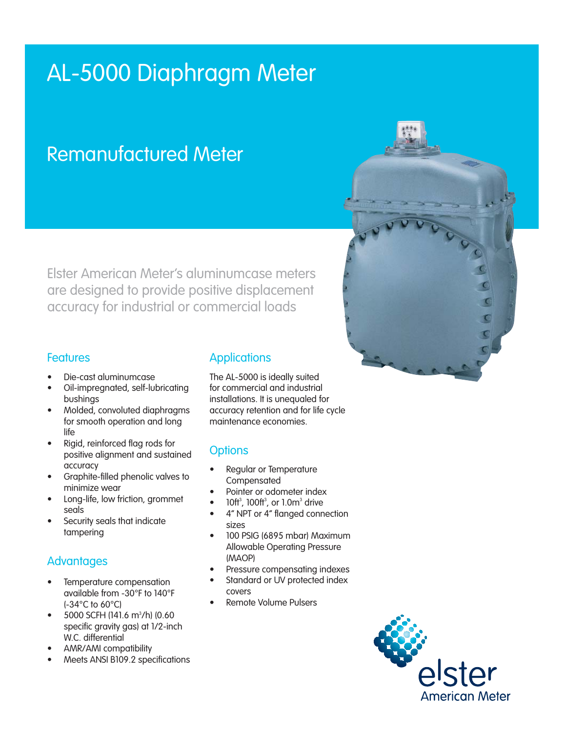# AL-5000 Diaphragm Meter

## Remanufactured Meter

Elster American Meter's aluminumcase meters are designed to provide positive displacement accuracy for industrial or commercial loads

### Features

- Die-cast aluminumcase
- Oil-impregnated, self-lubricating bushings
- Molded, convoluted diaphragms for smooth operation and long life
- Rigid, reinforced flag rods for positive alignment and sustained accuracy
- Graphite-filled phenolic valves to minimize wear
- Long-life, low friction, grommet seals
- Security seals that indicate tampering

### Advantages

- Temperature compensation available from -30°F to 140°F (-34°C to 60°C)
- 5000 SCFH (141.6 $m^3$/h) (0.60 specific gravity gas) at 1/2-inch W.C. differential
- AMR/AMI compatibility
- Meets ANSI B109.2 specifications

### Applications

The AL-5000 is ideally suited for commercial and industrial installations. It is unequaled for accuracy retention and for life cycle maintenance economies.

### Options

- Regular or Temperature Compensated
- Pointer or odometer index
- 10$ft^3$, 100$ft^3$, or 1.0$m^3$ drive
- 4" NPT or 4" flanged connection sizes
- 100 PSIG (6895 mbar) Maximum Allowable Operating Pressure (MAOP)
- Pressure compensating indexes
- Standard or UV protected index covers
- Remote Volume Pulsers

elster American Meter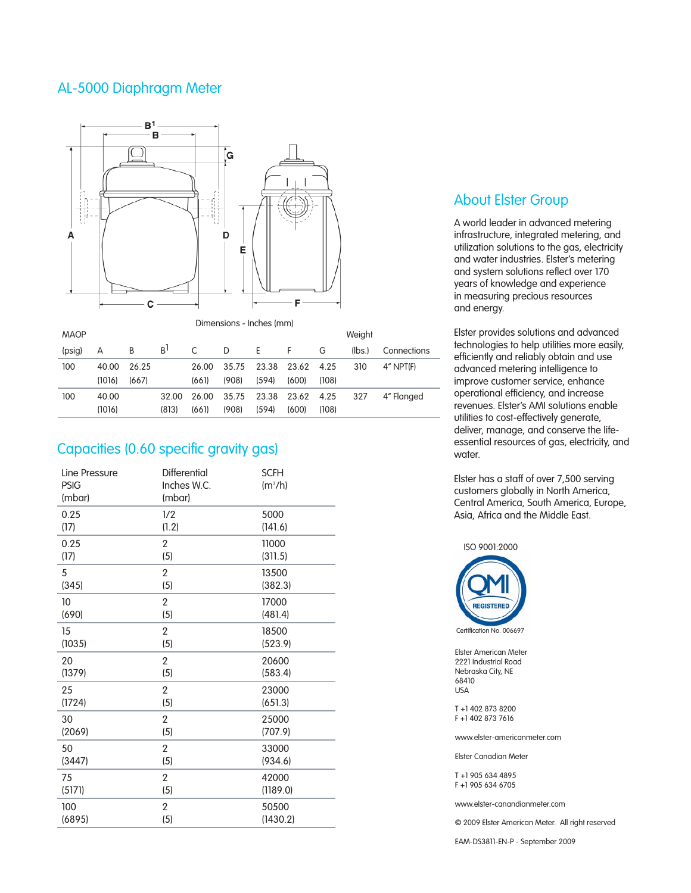## AL-5000 Diaphragm Meter

B1
B
G
A
D
E
C
F

Dimensions - Inches (mm)

| MAOP (psig) | A | B | B[1] | C | D | E | F | G | Weight (lbs.) | Connections |
|---|---|---|---|---|---|---|---|---|---|---|
| 100 | 40.00 (1016) | 26.25 (667) | | 26.00 (661) | 35.75 (908) | 23.38 (594) | 23.62 (600) | 4.25 (108) | 310 | 4" NPT(F) |
| 100 | 40.00 (1016) | | 32.00 (813) | 26.00 (661) | 35.75 (908) | 23.38 (594) | 23.62 (600) | 4.25 (108) | 327 | 4" Flanged |

## Capacities (0.60 specific gravity gas)

| Line Pressure PSIG (mbar) | Differential Inches W.C. (mbar) | SCFH ($m^3/h$) |
|---|---|---|
| 0.25 (17) | 1/2 (1.2) | 5000 (141.6) |
| 0.25 (17) | 2 (5) | 11000 (311.5) |
| 5 (345) | 2 (5) | 13500 (382.3) |
| 10 (690) | 2 (5) | 17000 (481.4) |
| 15 (1035) | 2 (5) | 18500 (523.9) |
| 20 (1379) | 2 (5) | 20600 (583.4) |
| 25 (1724) | 2 (5) | 23000 (651.3) |
| 30 (2069) | 2 (5) | 25000 (707.9) |
| 50 (3447) | 2 (5) | 33000 (934.6) |
| 75 (5171) | 2 (5) | 42000 (1189.0) |
| 100 (6895) | 2 (5) | 50500 (1430.2) |

## About Elster Group

A world leader in advanced metering infrastructure, integrated metering, and utilization solutions to the gas, electricity and water industries. Elster's metering and system solutions reflect over 170 years of knowledge and experience in measuring precious resources and energy.

Elster provides solutions and advanced technologies to help utilities more easily, efficiently and reliably obtain and use advanced metering intelligence to improve customer service, enhance operational efficiency, and increase revenues. Elster's AMI solutions enable utilities to cost-effectively generate, deliver, manage, and conserve the life-essential resources of gas, electricity, and water.

Elster has a staff of over 7,500 serving customers globally in North America, Central America, South America, Europe, Asia, Africa and the Middle East.

ISO 9001:2000

QMI REGISTERED

Certification No. 006697

Elster American Meter
2221 Industrial Road
Nebraska City, NE
68410
USA

T +1 402 873 8200
F +1 402 873 7616

www.elster-americanmeter.com

Elster Canadian Meter

T +1 905 634 4895
F +1 905 634 6705

www.elster-canandianmeter.com

© 2009 Elster American Meter. All right reserved

EAM-DS3811-EN-P - September 2009